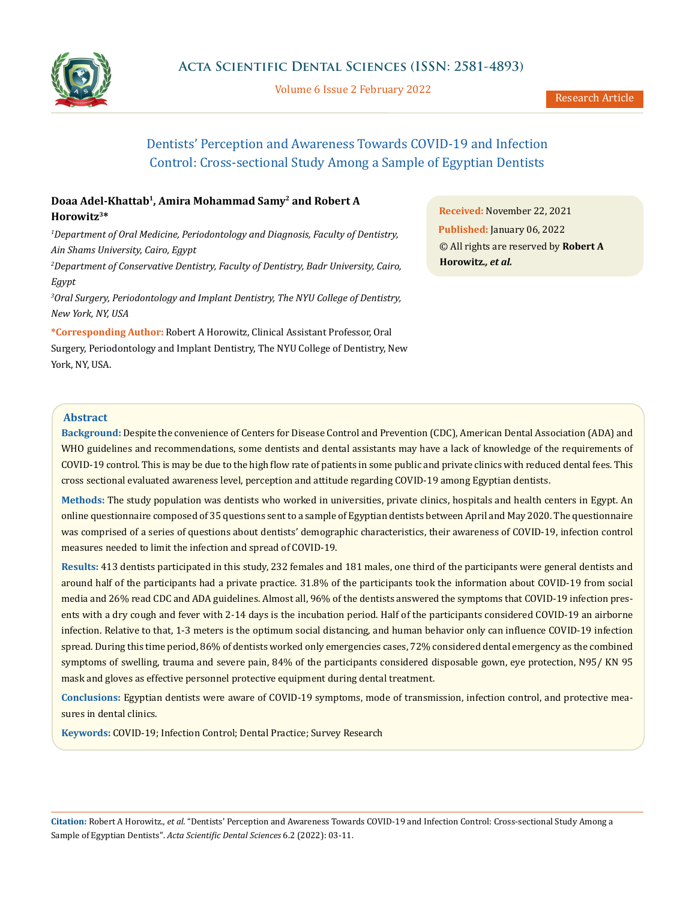# Dentists' Perception and Awareness Towards COVID-19 and Infection Control: Cross-sectional Study Among a Sample of Egyptian Dentists

**Doaa Adel-Khattab[1], Amira Mohammad Samy[2] and Robert A Horowitz[3]***

*[1]Department of Oral Medicine, Periodontology and Diagnosis, Faculty of Dentistry, Ain Shams University, Cairo, Egypt*

*[2]Department of Conservative Dentistry, Faculty of Dentistry, Badr University, Cairo, Egypt*

*[3]Oral Surgery, Periodontology and Implant Dentistry, The NYU College of Dentistry, New York, NY, USA*

**\*Corresponding Author:** Robert A Horowitz, Clinical Assistant Professor, Oral Surgery, Periodontology and Implant Dentistry, The NYU College of Dentistry, New York, NY, USA.

**Received:** November 22, 2021
**Published:** January 06, 2022
© All rights are reserved by **Robert A Horowitz., *et al.***

## Abstract

**Background:** Despite the convenience of Centers for Disease Control and Prevention (CDC), American Dental Association (ADA) and WHO guidelines and recommendations, some dentists and dental assistants may have a lack of knowledge of the requirements of COVID-19 control. This is may be due to the high flow rate of patients in some public and private clinics with reduced dental fees. This cross sectional evaluated awareness level, perception and attitude regarding COVID-19 among Egyptian dentists.

**Methods:** The study population was dentists who worked in universities, private clinics, hospitals and health centers in Egypt. An online questionnaire composed of 35 questions sent to a sample of Egyptian dentists between April and May 2020. The questionnaire was comprised of a series of questions about dentists' demographic characteristics, their awareness of COVID-19, infection control measures needed to limit the infection and spread of COVID-19.

**Results:** 413 dentists participated in this study, 232 females and 181 males, one third of the participants were general dentists and around half of the participants had a private practice. 31.8% of the participants took the information about COVID-19 from social media and 26% read CDC and ADA guidelines. Almost all, 96% of the dentists answered the symptoms that COVID-19 infection presents with a dry cough and fever with 2-14 days is the incubation period. Half of the participants considered COVID-19 an airborne infection. Relative to that, 1-3 meters is the optimum social distancing, and human behavior only can influence COVID-19 infection spread. During this time period, 86% of dentists worked only emergencies cases, 72% considered dental emergency as the combined symptoms of swelling, trauma and severe pain, 84% of the participants considered disposable gown, eye protection, N95/ KN 95 mask and gloves as effective personnel protective equipment during dental treatment.

**Conclusions:** Egyptian dentists were aware of COVID-19 symptoms, mode of transmission, infection control, and protective measures in dental clinics.

**Keywords:** COVID-19; Infection Control; Dental Practice; Survey Research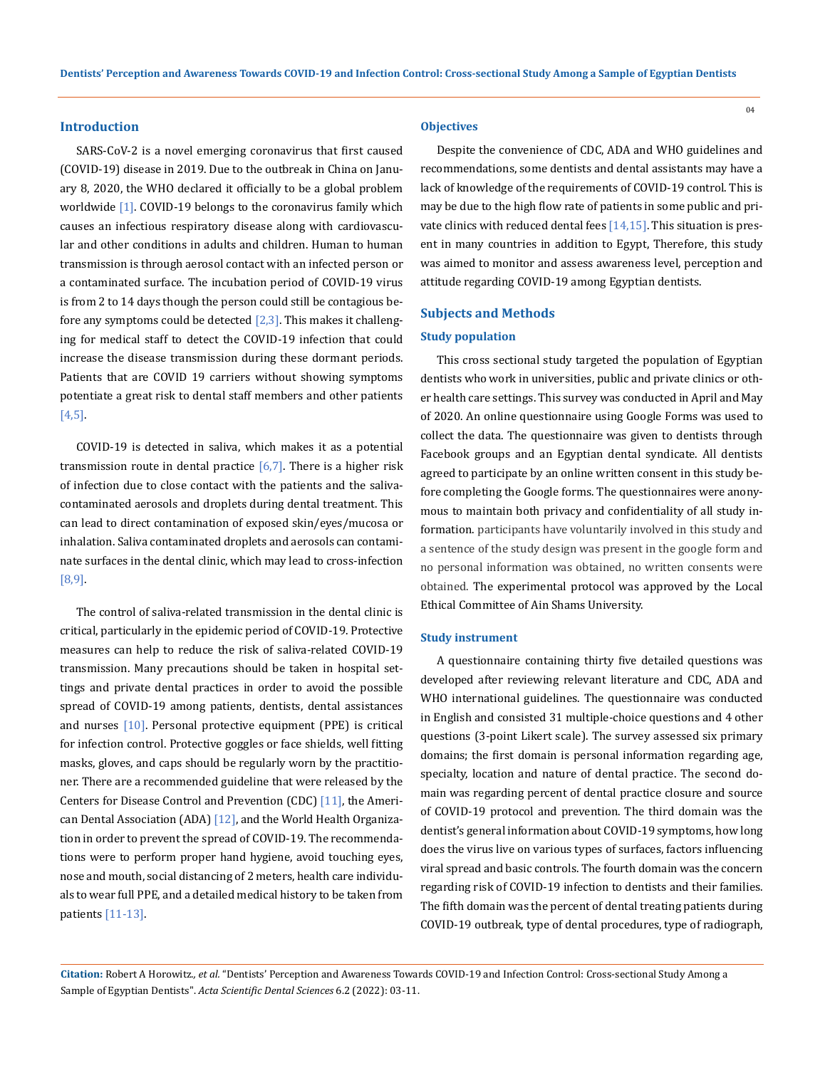## Introduction

SARS-CoV-2 is a novel emerging coronavirus that first caused (COVID-19) disease in 2019. Due to the outbreak in China on January 8, 2020, the WHO declared it officially to be a global problem worldwide [1]. COVID-19 belongs to the coronavirus family which causes an infectious respiratory disease along with cardiovascular and other conditions in adults and children. Human to human transmission is through aerosol contact with an infected person or a contaminated surface. The incubation period of COVID-19 virus is from 2 to 14 days though the person could still be contagious before any symptoms could be detected [2,3]. This makes it challenging for medical staff to detect the COVID-19 infection that could increase the disease transmission during these dormant periods. Patients that are COVID 19 carriers without showing symptoms potentiate a great risk to dental staff members and other patients [4,5].

COVID-19 is detected in saliva, which makes it as a potential transmission route in dental practice [6,7]. There is a higher risk of infection due to close contact with the patients and the saliva-contaminated aerosols and droplets during dental treatment. This can lead to direct contamination of exposed skin/eyes/mucosa or inhalation. Saliva contaminated droplets and aerosols can contaminate surfaces in the dental clinic, which may lead to cross-infection [8,9].

The control of saliva-related transmission in the dental clinic is critical, particularly in the epidemic period of COVID-19. Protective measures can help to reduce the risk of saliva-related COVID-19 transmission. Many precautions should be taken in hospital settings and private dental practices in order to avoid the possible spread of COVID-19 among patients, dentists, dental assistances and nurses [10]. Personal protective equipment (PPE) is critical for infection control. Protective goggles or face shields, well fitting masks, gloves, and caps should be regularly worn by the practitioner. There are a recommended guideline that were released by the Centers for Disease Control and Prevention (CDC) [11], the American Dental Association (ADA) [12], and the World Health Organization in order to prevent the spread of COVID-19. The recommendations were to perform proper hand hygiene, avoid touching eyes, nose and mouth, social distancing of 2 meters, health care individuals to wear full PPE, and a detailed medical history to be taken from patients [11-13].

## Objectives

Despite the convenience of CDC, ADA and WHO guidelines and recommendations, some dentists and dental assistants may have a lack of knowledge of the requirements of COVID-19 control. This is may be due to the high flow rate of patients in some public and private clinics with reduced dental fees [14,15]. This situation is present in many countries in addition to Egypt, Therefore, this study was aimed to monitor and assess awareness level, perception and attitude regarding COVID-19 among Egyptian dentists.

## Subjects and Methods

### Study population

This cross sectional study targeted the population of Egyptian dentists who work in universities, public and private clinics or other health care settings. This survey was conducted in April and May of 2020. An online questionnaire using Google Forms was used to collect the data. The questionnaire was given to dentists through Facebook groups and an Egyptian dental syndicate. All dentists agreed to participate by an online written consent in this study before completing the Google forms. The questionnaires were anonymous to maintain both privacy and confidentiality of all study information. participants have voluntarily involved in this study and a sentence of the study design was present in the google form and no personal information was obtained, no written consents were obtained. The experimental protocol was approved by the Local Ethical Committee of Ain Shams University.

### Study instrument

A questionnaire containing thirty five detailed questions was developed after reviewing relevant literature and CDC, ADA and WHO international guidelines. The questionnaire was conducted in English and consisted 31 multiple-choice questions and 4 other questions (3-point Likert scale). The survey assessed six primary domains; the first domain is personal information regarding age, specialty, location and nature of dental practice. The second domain was regarding percent of dental practice closure and source of COVID-19 protocol and prevention. The third domain was the dentist's general information about COVID-19 symptoms, how long does the virus live on various types of surfaces, factors influencing viral spread and basic controls. The fourth domain was the concern regarding risk of COVID-19 infection to dentists and their families. The fifth domain was the percent of dental treating patients during COVID-19 outbreak, type of dental procedures, type of radiograph,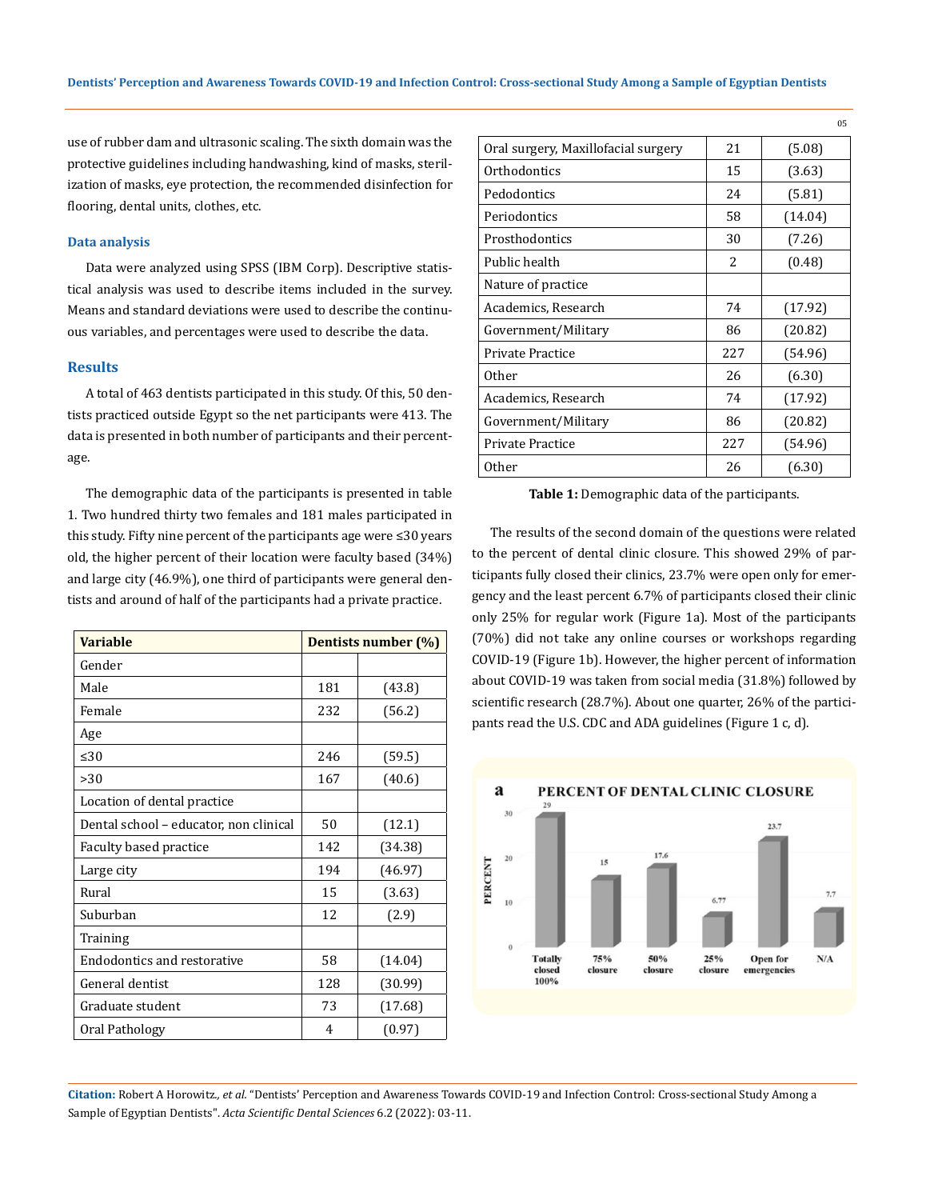use of rubber dam and ultrasonic scaling. The sixth domain was the protective guidelines including handwashing, kind of masks, sterilization of masks, eye protection, the recommended disinfection for flooring, dental units, clothes, etc.

### Data analysis

Data were analyzed using SPSS (IBM Corp). Descriptive statistical analysis was used to describe items included in the survey. Means and standard deviations were used to describe the continuous variables, and percentages were used to describe the data.

## Results

A total of 463 dentists participated in this study. Of this, 50 dentists practiced outside Egypt so the net participants were 413. The data is presented in both number of participants and their percentage.

The demographic data of the participants is presented in table 1. Two hundred thirty two females and 181 males participated in this study. Fifty nine percent of the participants age were ≤30 years old, the higher percent of their location were faculty based (34%) and large city (46.9%), one third of participants were general dentists and around of half of the participants had a private practice.

| Variable | Dentists number (%) | |
|---|---|---|
| Gender | | |
| Male | 181 | (43.8) |
| Female | 232 | (56.2) |
| Age | | |
| ≤30 | 246 | (59.5) |
| >30 | 167 | (40.6) |
| Location of dental practice | | |
| Dental school – educator, non clinical | 50 | (12.1) |
| Faculty based practice | 142 | (34.38) |
| Large city | 194 | (46.97) |
| Rural | 15 | (3.63) |
| Suburban | 12 | (2.9) |
| Training | | |
| Endodontics and restorative | 58 | (14.04) |
| General dentist | 128 | (30.99) |
| Graduate student | 73 | (17.68) |
| Oral Pathology | 4 | (0.97) |
| Oral surgery, Maxillofacial surgery | 21 | (5.08) |
| Orthodontics | 15 | (3.63) |
| Pedodontics | 24 | (5.81) |
| Periodontics | 58 | (14.04) |
| Prosthodontics | 30 | (7.26) |
| Public health | 2 | (0.48) |
| Nature of practice | | |
| Academics, Research | 74 | (17.92) |
| Government/Military | 86 | (20.82) |
| Private Practice | 227 | (54.96) |
| Other | 26 | (6.30) |
| Academics, Research | 74 | (17.92) |
| Government/Military | 86 | (20.82) |
| Private Practice | 227 | (54.96) |
| Other | 26 | (6.30) |

**Table 1:** Demographic data of the participants.

The results of the second domain of the questions were related to the percent of dental clinic closure. This showed 29% of participants fully closed their clinics, 23.7% were open only for emergency and the least percent 6.7% of participants closed their clinic only 25% for regular work (Figure 1a). Most of the participants (70%) did not take any online courses or workshops regarding COVID-19 (Figure 1b). However, the higher percent of information about COVID-19 was taken from social media (31.8%) followed by scientific research (28.7%). About one quarter, 26% of the participants read the U.S. CDC and ADA guidelines (Figure 1 c, d).

**a PERCENT OF DENTAL CLINIC CLOSURE**

| Category | Percent |
|---|---|
| Totally closed 100% | 29 |
| 75% closure | 15 |
| 50% closure | 17.6 |
| 25% closure | 6.77 |
| Open for emergencies | 23.7 |
| N/A | 7.7 |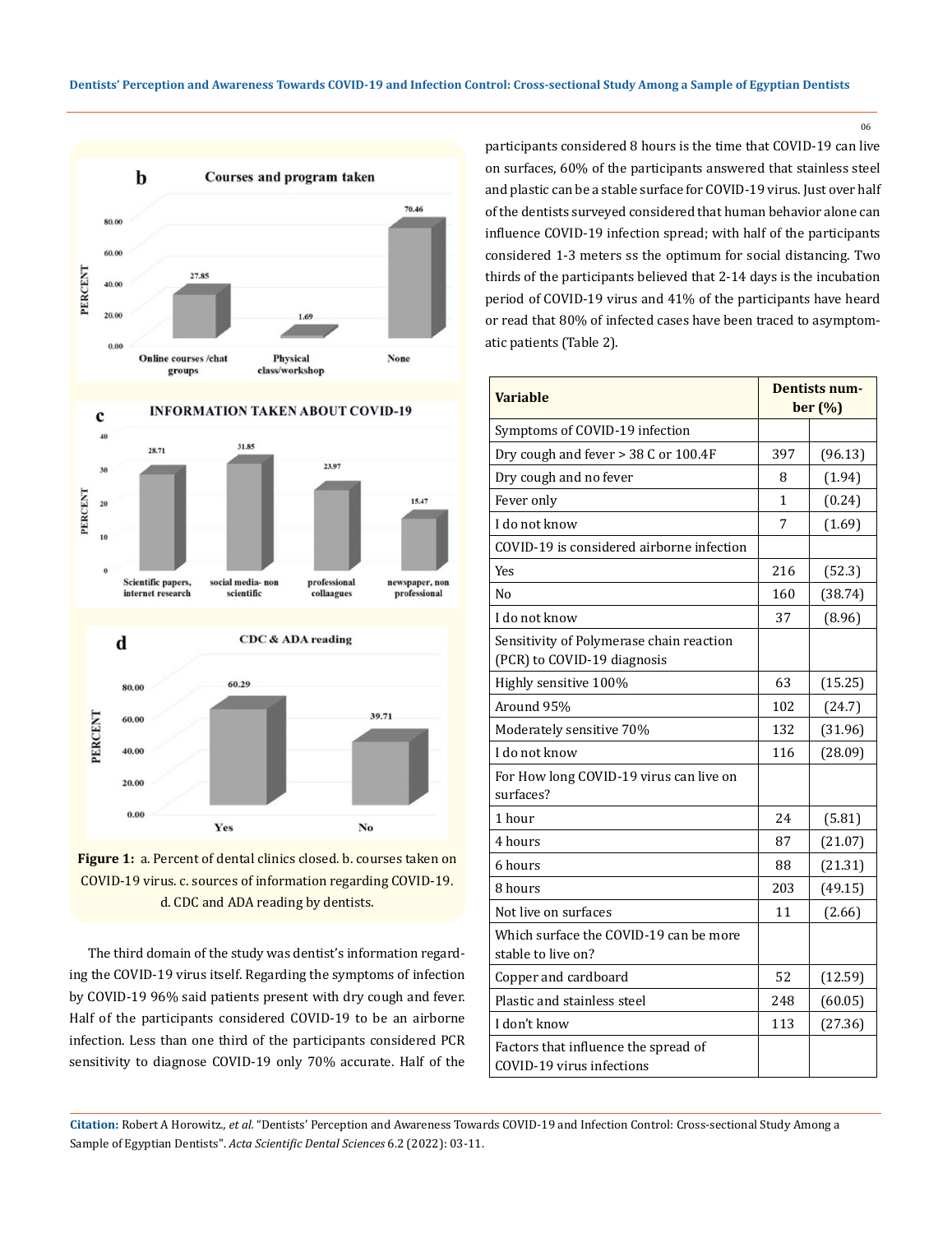**Figure 1:** a. Percent of dental clinics closed. b. courses taken on COVID-19 virus. c. sources of information regarding COVID-19. d. CDC and ADA reading by dentists.

The third domain of the study was dentist's information regarding the COVID-19 virus itself. Regarding the symptoms of infection by COVID-19 96% said patients present with dry cough and fever. Half of the participants considered COVID-19 to be an airborne infection. Less than one third of the participants considered PCR sensitivity to diagnose COVID-19 only 70% accurate. Half of the participants considered 8 hours is the time that COVID-19 can live on surfaces, 60% of the participants answered that stainless steel and plastic can be a stable surface for COVID-19 virus. Just over half of the dentists surveyed considered that human behavior alone can influence COVID-19 infection spread; with half of the participants considered 1-3 meters ss the optimum for social distancing. Two thirds of the participants believed that 2-14 days is the incubation period of COVID-19 virus and 41% of the participants have heard or read that 80% of infected cases have been traced to asymptomatic patients (Table 2).

| Variable | Dentists number (%) | |
|---|---|---|
| Symptoms of COVID-19 infection | | |
| Dry cough and fever > 38 C or 100.4F | 397 | (96.13) |
| Dry cough and no fever | 8 | (1.94) |
| Fever only | 1 | (0.24) |
| I do not know | 7 | (1.69) |
| COVID-19 is considered airborne infection | | |
| Yes | 216 | (52.3) |
| No | 160 | (38.74) |
| I do not know | 37 | (8.96) |
| Sensitivity of Polymerase chain reaction (PCR) to COVID-19 diagnosis | | |
| Highly sensitive 100% | 63 | (15.25) |
| Around 95% | 102 | (24.7) |
| Moderately sensitive 70% | 132 | (31.96) |
| I do not know | 116 | (28.09) |
| For How long COVID-19 virus can live on surfaces? | | |
| 1 hour | 24 | (5.81) |
| 4 hours | 87 | (21.07) |
| 6 hours | 88 | (21.31) |
| 8 hours | 203 | (49.15) |
| Not live on surfaces | 11 | (2.66) |
| Which surface the COVID-19 can be more stable to live on? | | |
| Copper and cardboard | 52 | (12.59) |
| Plastic and stainless steel | 248 | (60.05) |
| I don't know | 113 | (27.36) |
| Factors that influence the spread of COVID-19 virus infections | | |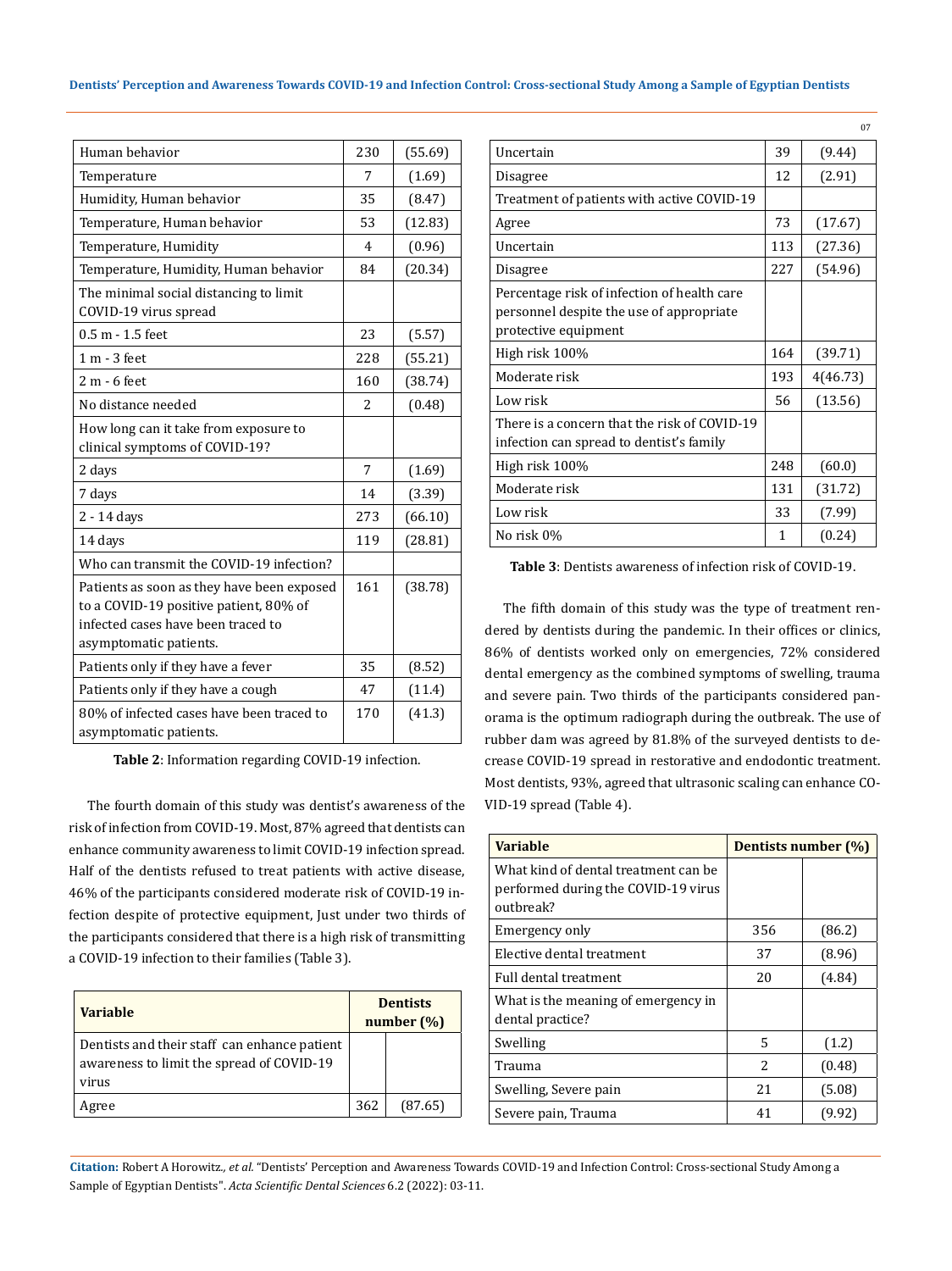| | | |
|---|---|---|
| Human behavior | 230 | (55.69) |
| Temperature | 7 | (1.69) |
| Humidity, Human behavior | 35 | (8.47) |
| Temperature, Human behavior | 53 | (12.83) |
| Temperature, Humidity | 4 | (0.96) |
| Temperature, Humidity, Human behavior | 84 | (20.34) |
| The minimal social distancing to limit COVID-19 virus spread | | |
| 0.5 m - 1.5 feet | 23 | (5.57) |
| 1 m - 3 feet | 228 | (55.21) |
| 2 m - 6 feet | 160 | (38.74) |
| No distance needed | 2 | (0.48) |
| How long can it take from exposure to clinical symptoms of COVID-19? | | |
| 2 days | 7 | (1.69) |
| 7 days | 14 | (3.39) |
| 2 - 14 days | 273 | (66.10) |
| 14 days | 119 | (28.81) |
| Who can transmit the COVID-19 infection? | | |
| Patients as soon as they have been exposed to a COVID-19 positive patient, 80% of infected cases have been traced to asymptomatic patients. | 161 | (38.78) |
| Patients only if they have a fever | 35 | (8.52) |
| Patients only if they have a cough | 47 | (11.4) |
| 80% of infected cases have been traced to asymptomatic patients. | 170 | (41.3) |

**Table 2**: Information regarding COVID-19 infection.

The fourth domain of this study was dentist's awareness of the risk of infection from COVID-19. Most, 87% agreed that dentists can enhance community awareness to limit COVID-19 infection spread. Half of the dentists refused to treat patients with active disease, 46% of the participants considered moderate risk of COVID-19 infection despite of protective equipment, Just under two thirds of the participants considered that there is a high risk of transmitting a COVID-19 infection to their families (Table 3).

| Variable | Dentists number (%) | |
|---|---|---|
| Dentists and their staff can enhance patient awareness to limit the spread of COVID-19 virus | | |
| Agree | 362 | (87.65) |
| Uncertain | 39 | (9.44) |
| Disagree | 12 | (2.91) |
| Treatment of patients with active COVID-19 | | |
| Agree | 73 | (17.67) |
| Uncertain | 113 | (27.36) |
| Disagree | 227 | (54.96) |
| Percentage risk of infection of health care personnel despite the use of appropriate protective equipment | | |
| High risk 100% | 164 | (39.71) |
| Moderate risk | 193 | 4(46.73) |
| Low risk | 56 | (13.56) |
| There is a concern that the risk of COVID-19 infection can spread to dentist's family | | |
| High risk 100% | 248 | (60.0) |
| Moderate risk | 131 | (31.72) |
| Low risk | 33 | (7.99) |
| No risk 0% | 1 | (0.24) |

**Table 3**: Dentists awareness of infection risk of COVID-19.

The fifth domain of this study was the type of treatment rendered by dentists during the pandemic. In their offices or clinics, 86% of dentists worked only on emergencies, 72% considered dental emergency as the combined symptoms of swelling, trauma and severe pain. Two thirds of the participants considered panorama is the optimum radiograph during the outbreak. The use of rubber dam was agreed by 81.8% of the surveyed dentists to decrease COVID-19 spread in restorative and endodontic treatment. Most dentists, 93%, agreed that ultrasonic scaling can enhance COVID-19 spread (Table 4).

| Variable | Dentists number (%) | |
|---|---|---|
| What kind of dental treatment can be performed during the COVID-19 virus outbreak? | | |
| Emergency only | 356 | (86.2) |
| Elective dental treatment | 37 | (8.96) |
| Full dental treatment | 20 | (4.84) |
| What is the meaning of emergency in dental practice? | | |
| Swelling | 5 | (1.2) |
| Trauma | 2 | (0.48) |
| Swelling, Severe pain | 21 | (5.08) |
| Severe pain, Trauma | 41 | (9.92) |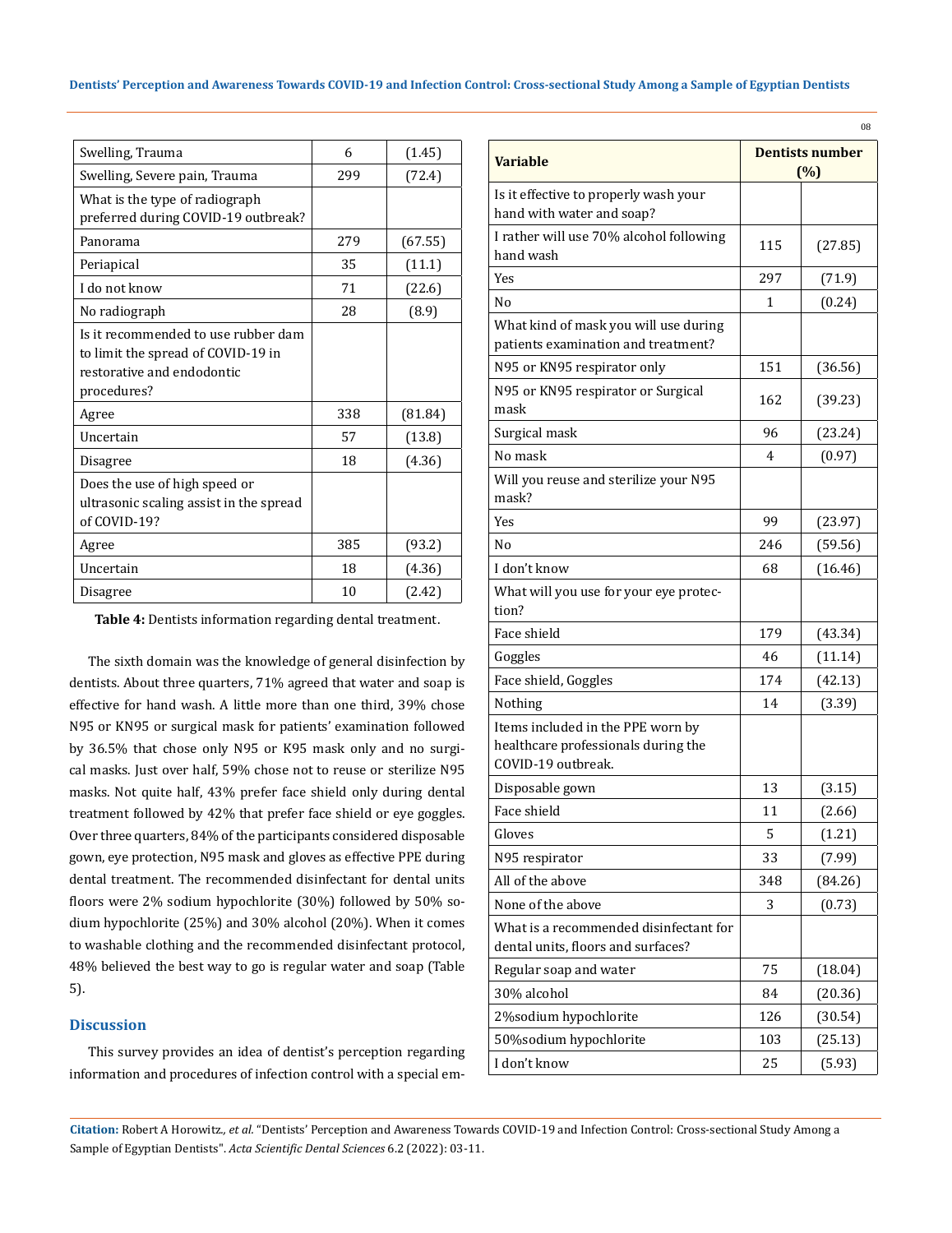| Swelling, Trauma | 6 | (1.45) |
|---|---|---|
| Swelling, Severe pain, Trauma | 299 | (72.4) |
| What is the type of radiograph preferred during COVID-19 outbreak? | | |
| Panorama | 279 | (67.55) |
| Periapical | 35 | (11.1) |
| I do not know | 71 | (22.6) |
| No radiograph | 28 | (8.9) |
| Is it recommended to use rubber dam to limit the spread of COVID-19 in restorative and endodontic procedures? | | |
| Agree | 338 | (81.84) |
| Uncertain | 57 | (13.8) |
| Disagree | 18 | (4.36) |
| Does the use of high speed or ultrasonic scaling assist in the spread of COVID-19? | | |
| Agree | 385 | (93.2) |
| Uncertain | 18 | (4.36) |
| Disagree | 10 | (2.42) |

**Table 4:** Dentists information regarding dental treatment.

The sixth domain was the knowledge of general disinfection by dentists. About three quarters, 71% agreed that water and soap is effective for hand wash. A little more than one third, 39% chose N95 or KN95 or surgical mask for patients' examination followed by 36.5% that chose only N95 or K95 mask only and no surgical masks. Just over half, 59% chose not to reuse or sterilize N95 masks. Not quite half, 43% prefer face shield only during dental treatment followed by 42% that prefer face shield or eye goggles. Over three quarters, 84% of the participants considered disposable gown, eye protection, N95 mask and gloves as effective PPE during dental treatment. The recommended disinfectant for dental units floors were 2% sodium hypochlorite (30%) followed by 50% sodium hypochlorite (25%) and 30% alcohol (20%). When it comes to washable clothing and the recommended disinfectant protocol, 48% believed the best way to go is regular water and soap (Table 5).

## Discussion

This survey provides an idea of dentist's perception regarding information and procedures of infection control with a special em-

| Variable | Dentists number (%) | |
|---|---|---|
| Is it effective to properly wash your hand with water and soap? | | |
| I rather will use 70% alcohol following hand wash | 115 | (27.85) |
| Yes | 297 | (71.9) |
| No | 1 | (0.24) |
| What kind of mask you will use during patients examination and treatment? | | |
| N95 or KN95 respirator only | 151 | (36.56) |
| N95 or KN95 respirator or Surgical mask | 162 | (39.23) |
| Surgical mask | 96 | (23.24) |
| No mask | 4 | (0.97) |
| Will you reuse and sterilize your N95 mask? | | |
| Yes | 99 | (23.97) |
| No | 246 | (59.56) |
| I don't know | 68 | (16.46) |
| What will you use for your eye protection? | | |
| Face shield | 179 | (43.34) |
| Goggles | 46 | (11.14) |
| Face shield, Goggles | 174 | (42.13) |
| Nothing | 14 | (3.39) |
| Items included in the PPE worn by healthcare professionals during the COVID-19 outbreak. | | |
| Disposable gown | 13 | (3.15) |
| Face shield | 11 | (2.66) |
| Gloves | 5 | (1.21) |
| N95 respirator | 33 | (7.99) |
| All of the above | 348 | (84.26) |
| None of the above | 3 | (0.73) |
| What is a recommended disinfectant for dental units, floors and surfaces? | | |
| Regular soap and water | 75 | (18.04) |
| 30% alcohol | 84 | (20.36) |
| 2%sodium hypochlorite | 126 | (30.54) |
| 50%sodium hypochlorite | 103 | (25.13) |
| I don't know | 25 | (5.93) |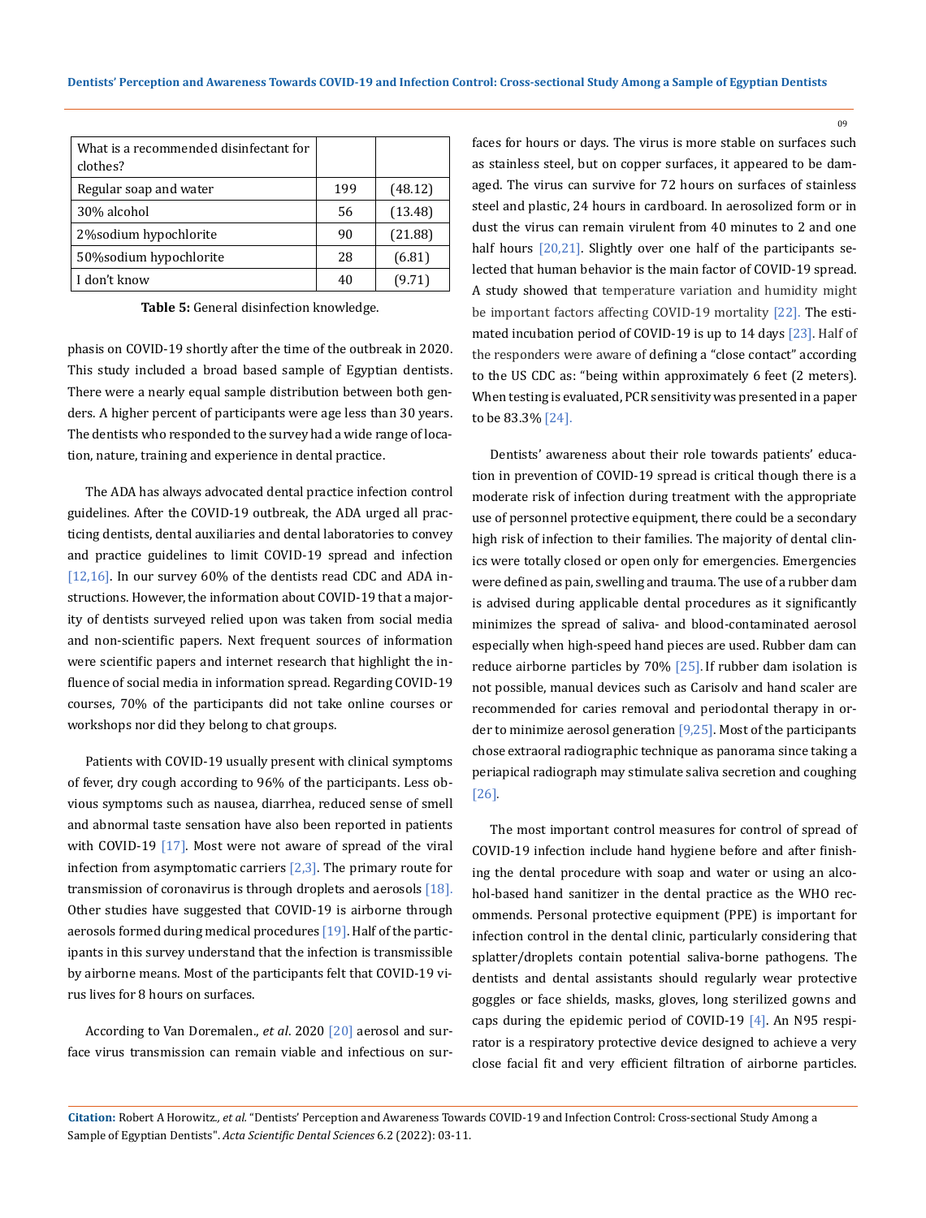| What is a recommended disinfectant for clothes? | | |
|---|---|---|
| Regular soap and water | 199 | (48.12) |
| 30% alcohol | 56 | (13.48) |
| 2%sodium hypochlorite | 90 | (21.88) |
| 50%sodium hypochlorite | 28 | (6.81) |
| I don't know | 40 | (9.71) |

**Table 5:** General disinfection knowledge.

phasis on COVID-19 shortly after the time of the outbreak in 2020. This study included a broad based sample of Egyptian dentists. There were a nearly equal sample distribution between both genders. A higher percent of participants were age less than 30 years. The dentists who responded to the survey had a wide range of location, nature, training and experience in dental practice.

The ADA has always advocated dental practice infection control guidelines. After the COVID-19 outbreak, the ADA urged all practicing dentists, dental auxiliaries and dental laboratories to convey and practice guidelines to limit COVID-19 spread and infection [12,16]. In our survey 60% of the dentists read CDC and ADA instructions. However, the information about COVID-19 that a majority of dentists surveyed relied upon was taken from social media and non-scientific papers. Next frequent sources of information were scientific papers and internet research that highlight the influence of social media in information spread. Regarding COVID-19 courses, 70% of the participants did not take online courses or workshops nor did they belong to chat groups.

Patients with COVID-19 usually present with clinical symptoms of fever, dry cough according to 96% of the participants. Less obvious symptoms such as nausea, diarrhea, reduced sense of smell and abnormal taste sensation have also been reported in patients with COVID-19 [17]. Most were not aware of spread of the viral infection from asymptomatic carriers [2,3]. The primary route for transmission of coronavirus is through droplets and aerosols [18]. Other studies have suggested that COVID-19 is airborne through aerosols formed during medical procedures [19]. Half of the participants in this survey understand that the infection is transmissible by airborne means. Most of the participants felt that COVID-19 virus lives for 8 hours on surfaces.

According to Van Doremalen., *et al*. 2020 [20] aerosol and surface virus transmission can remain viable and infectious on surfaces for hours or days. The virus is more stable on surfaces such as stainless steel, but on copper surfaces, it appeared to be damaged. The virus can survive for 72 hours on surfaces of stainless steel and plastic, 24 hours in cardboard. In aerosolized form or in dust the virus can remain virulent from 40 minutes to 2 and one half hours [20,21]. Slightly over one half of the participants selected that human behavior is the main factor of COVID-19 spread. A study showed that temperature variation and humidity might be important factors affecting COVID-19 mortality [22]. The estimated incubation period of COVID-19 is up to 14 days [23]. Half of the responders were aware of defining a "close contact" according to the US CDC as: "being within approximately 6 feet (2 meters). When testing is evaluated, PCR sensitivity was presented in a paper to be 83.3% [24].

Dentists' awareness about their role towards patients' education in prevention of COVID-19 spread is critical though there is a moderate risk of infection during treatment with the appropriate use of personnel protective equipment, there could be a secondary high risk of infection to their families. The majority of dental clinics were totally closed or open only for emergencies. Emergencies were defined as pain, swelling and trauma. The use of a rubber dam is advised during applicable dental procedures as it significantly minimizes the spread of saliva- and blood-contaminated aerosol especially when high-speed hand pieces are used. Rubber dam can reduce airborne particles by 70% [25]. If rubber dam isolation is not possible, manual devices such as Carisolv and hand scaler are recommended for caries removal and periodontal therapy in order to minimize aerosol generation [9,25]. Most of the participants chose extraoral radiographic technique as panorama since taking a periapical radiograph may stimulate saliva secretion and coughing [26].

The most important control measures for control of spread of COVID-19 infection include hand hygiene before and after finishing the dental procedure with soap and water or using an alcohol-based hand sanitizer in the dental practice as the WHO recommends. Personal protective equipment (PPE) is important for infection control in the dental clinic, particularly considering that splatter/droplets contain potential saliva-borne pathogens. The dentists and dental assistants should regularly wear protective goggles or face shields, masks, gloves, long sterilized gowns and caps during the epidemic period of COVID-19 [4]. An N95 respirator is a respiratory protective device designed to achieve a very close facial fit and very efficient filtration of airborne particles.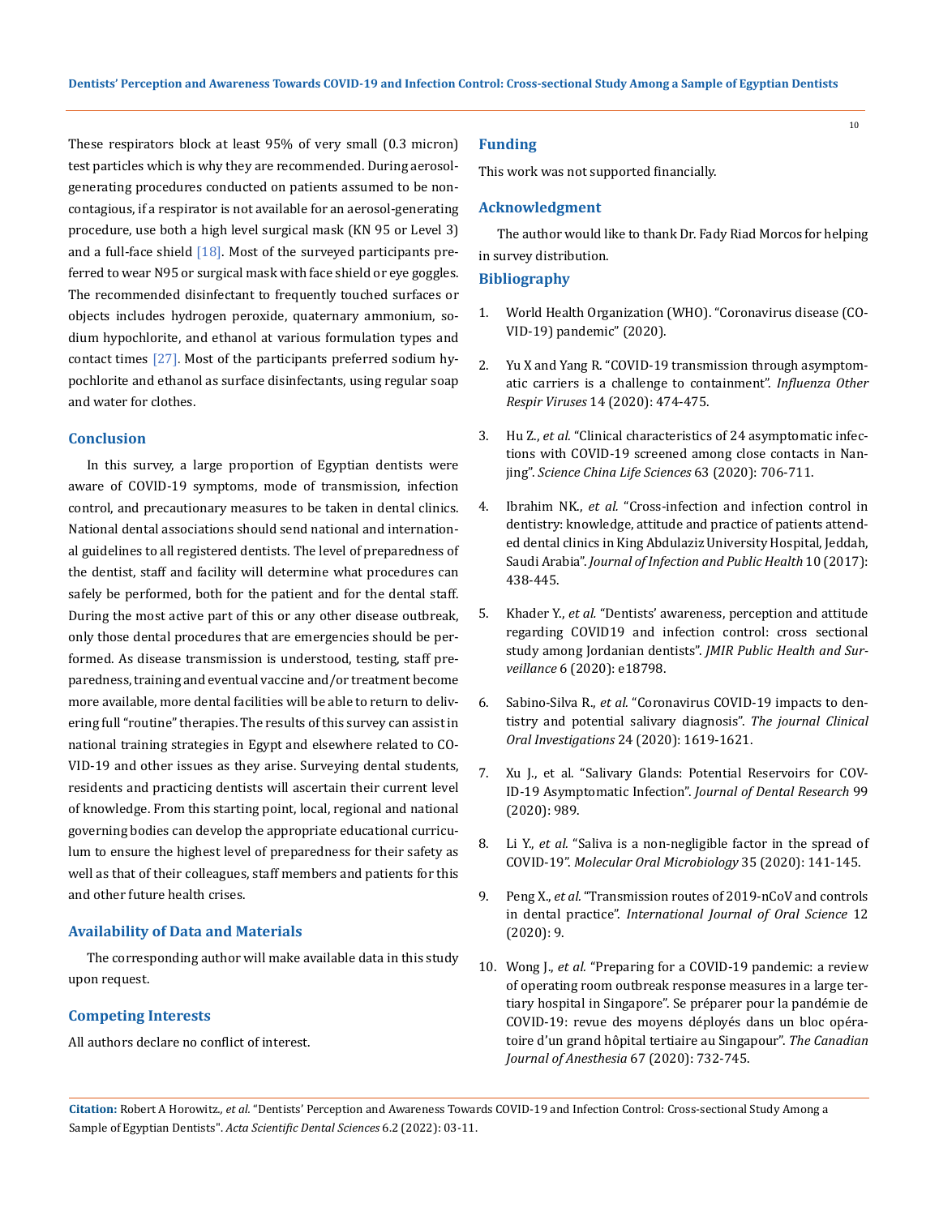These respirators block at least 95% of very small (0.3 micron) test particles which is why they are recommended. During aerosol-generating procedures conducted on patients assumed to be non-contagious, if a respirator is not available for an aerosol-generating procedure, use both a high level surgical mask (KN 95 or Level 3) and a full-face shield [18]. Most of the surveyed participants preferred to wear N95 or surgical mask with face shield or eye goggles. The recommended disinfectant to frequently touched surfaces or objects includes hydrogen peroxide, quaternary ammonium, sodium hypochlorite, and ethanol at various formulation types and contact times [27]. Most of the participants preferred sodium hypochlorite and ethanol as surface disinfectants, using regular soap and water for clothes.

## Conclusion

In this survey, a large proportion of Egyptian dentists were aware of COVID-19 symptoms, mode of transmission, infection control, and precautionary measures to be taken in dental clinics. National dental associations should send national and international guidelines to all registered dentists. The level of preparedness of the dentist, staff and facility will determine what procedures can safely be performed, both for the patient and for the dental staff. During the most active part of this or any other disease outbreak, only those dental procedures that are emergencies should be performed. As disease transmission is understood, testing, staff preparedness, training and eventual vaccine and/or treatment become more available, more dental facilities will be able to return to delivering full "routine" therapies. The results of this survey can assist in national training strategies in Egypt and elsewhere related to COVID-19 and other issues as they arise. Surveying dental students, residents and practicing dentists will ascertain their current level of knowledge. From this starting point, local, regional and national governing bodies can develop the appropriate educational curriculum to ensure the highest level of preparedness for their safety as well as that of their colleagues, staff members and patients for this and other future health crises.

## Availability of Data and Materials

The corresponding author will make available data in this study upon request.

## Competing Interests

All authors declare no conflict of interest.

## Funding

This work was not supported financially.

## Acknowledgment

The author would like to thank Dr. Fady Riad Morcos for helping in survey distribution.

## Bibliography

1. World Health Organization (WHO). "Coronavirus disease (COVID-19) pandemic" (2020).
2. Yu X and Yang R. "COVID-19 transmission through asymptomatic carriers is a challenge to containment". *Influenza Other Respir Viruses* 14 (2020): 474-475.
3. Hu Z., *et al.* "Clinical characteristics of 24 asymptomatic infections with COVID-19 screened among close contacts in Nanjing". *Science China Life Sciences* 63 (2020): 706-711.
4. Ibrahim NK., *et al.* "Cross-infection and infection control in dentistry: knowledge, attitude and practice of patients attended dental clinics in King Abdulaziz University Hospital, Jeddah, Saudi Arabia". *Journal of Infection and Public Health* 10 (2017): 438-445.
5. Khader Y., *et al.* "Dentists' awareness, perception and attitude regarding COVID19 and infection control: cross sectional study among Jordanian dentists". *JMIR Public Health and Surveillance* 6 (2020): e18798.
6. Sabino-Silva R., *et al.* "Coronavirus COVID-19 impacts to dentistry and potential salivary diagnosis". *The journal Clinical Oral Investigations* 24 (2020): 1619-1621.
7. Xu J., et al. "Salivary Glands: Potential Reservoirs for COVID-19 Asymptomatic Infection". *Journal of Dental Research* 99 (2020): 989.
8. Li Y., *et al.* "Saliva is a non-negligible factor in the spread of COVID-19". *Molecular Oral Microbiology* 35 (2020): 141-145.
9. Peng X., *et al.* "Transmission routes of 2019-nCoV and controls in dental practice". *International Journal of Oral Science* 12 (2020): 9.
10. Wong J., *et al.* "Preparing for a COVID-19 pandemic: a review of operating room outbreak response measures in a large tertiary hospital in Singapore". Se préparer pour la pandémie de COVID-19: revue des moyens déployés dans un bloc opératoire d'un grand hôpital tertiaire au Singapour". *The Canadian Journal of Anesthesia* 67 (2020): 732-745.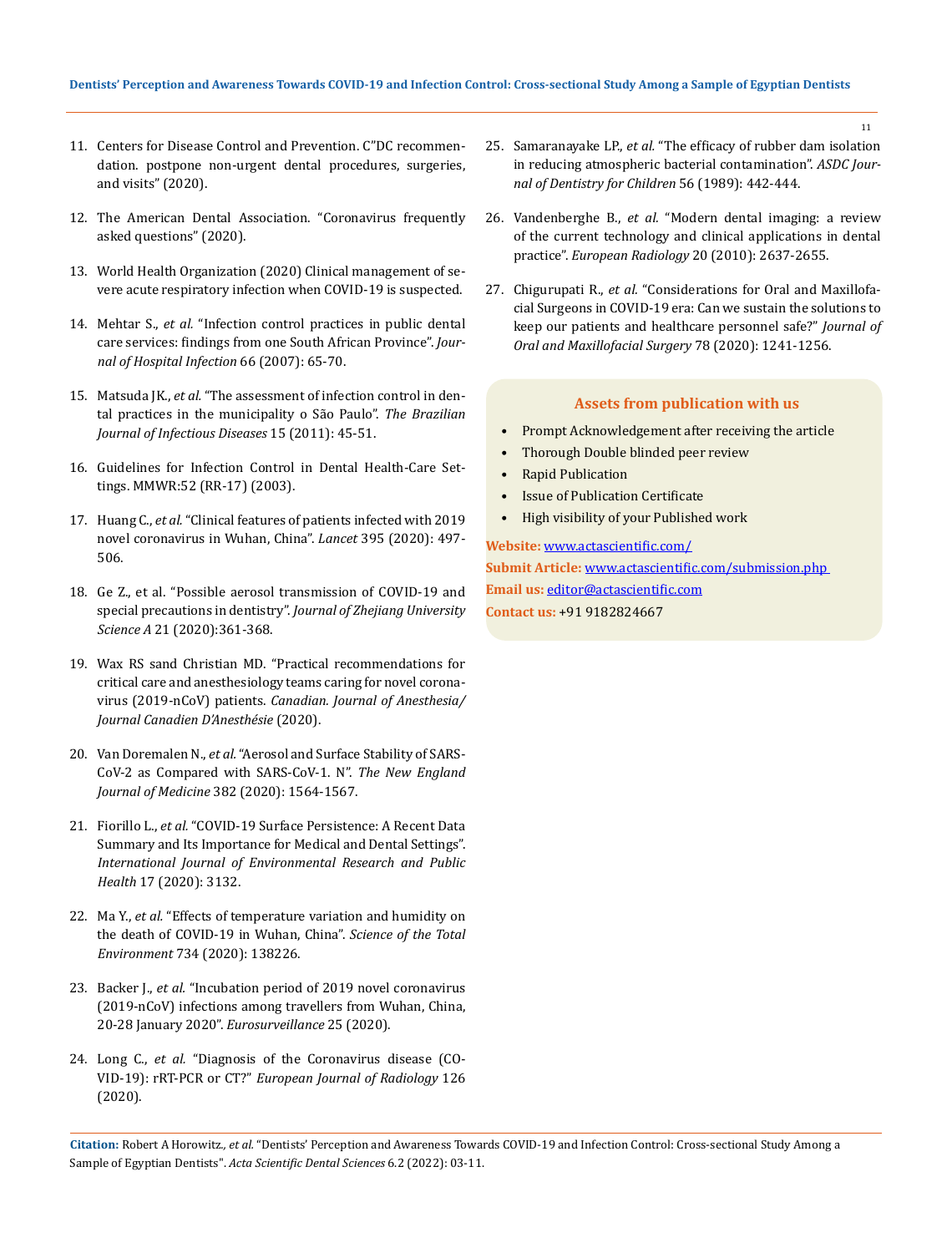11. Centers for Disease Control and Prevention. C"DC recommendation. postpone non-urgent dental procedures, surgeries, and visits" (2020).

12. The American Dental Association. "Coronavirus frequently asked questions" (2020).

13. World Health Organization (2020) Clinical management of severe acute respiratory infection when COVID-19 is suspected.

14. Mehtar S., *et al.* "Infection control practices in public dental care services: findings from one South African Province". *Journal of Hospital Infection* 66 (2007): 65-70.

15. Matsuda JK., *et al.* "The assessment of infection control in dental practices in the municipality o São Paulo". *The Brazilian Journal of Infectious Diseases* 15 (2011): 45-51.

16. Guidelines for Infection Control in Dental Health-Care Settings. MMWR:52 (RR-17) (2003).

17. Huang C., *et al.* "Clinical features of patients infected with 2019 novel coronavirus in Wuhan, China". *Lancet* 395 (2020): 497-506.

18. Ge Z., et al. "Possible aerosol transmission of COVID-19 and special precautions in dentistry". *Journal of Zhejiang University Science A* 21 (2020):361-368.

19. Wax RS sand Christian MD. "Practical recommendations for critical care and anesthesiology teams caring for novel coronavirus (2019-nCoV) patients. *Canadian. Journal of Anesthesia/ Journal Canadien D'Anesthésie* (2020).

20. Van Doremalen N., *et al.* "Aerosol and Surface Stability of SARS-CoV-2 as Compared with SARS-CoV-1. N". *The New England Journal of Medicine* 382 (2020): 1564-1567.

21. Fiorillo L., *et al.* "COVID-19 Surface Persistence: A Recent Data Summary and Its Importance for Medical and Dental Settings". *International Journal of Environmental Research and Public Health* 17 (2020): 3132.

22. Ma Y., *et al.* "Effects of temperature variation and humidity on the death of COVID-19 in Wuhan, China". *Science of the Total Environment* 734 (2020): 138226.

23. Backer J., *et al.* "Incubation period of 2019 novel coronavirus (2019-nCoV) infections among travellers from Wuhan, China, 20-28 January 2020". *Eurosurveillance* 25 (2020).

24. Long C., *et al.* "Diagnosis of the Coronavirus disease (COVID-19): rRT-PCR or CT?" *European Journal of Radiology* 126 (2020).

25. Samaranayake LP., *et al.* "The efficacy of rubber dam isolation in reducing atmospheric bacterial contamination". *ASDC Journal of Dentistry for Children* 56 (1989): 442-444.

26. Vandenberghe B., *et al.* "Modern dental imaging: a review of the current technology and clinical applications in dental practice". *European Radiology* 20 (2010): 2637-2655.

27. Chigurupati R., *et al.* "Considerations for Oral and Maxillofacial Surgeons in COVID-19 era: Can we sustain the solutions to keep our patients and healthcare personnel safe?" *Journal of Oral and Maxillofacial Surgery* 78 (2020): 1241-1256.

**Assets from publication with us**

- Prompt Acknowledgement after receiving the article
- Thorough Double blinded peer review
- Rapid Publication
- Issue of Publication Certificate
- High visibility of your Published work

**Website:** www.actascientific.com/
**Submit Article:** www.actascientific.com/submission.php
**Email us:** editor@actascientific.com
**Contact us:** +91 9182824667